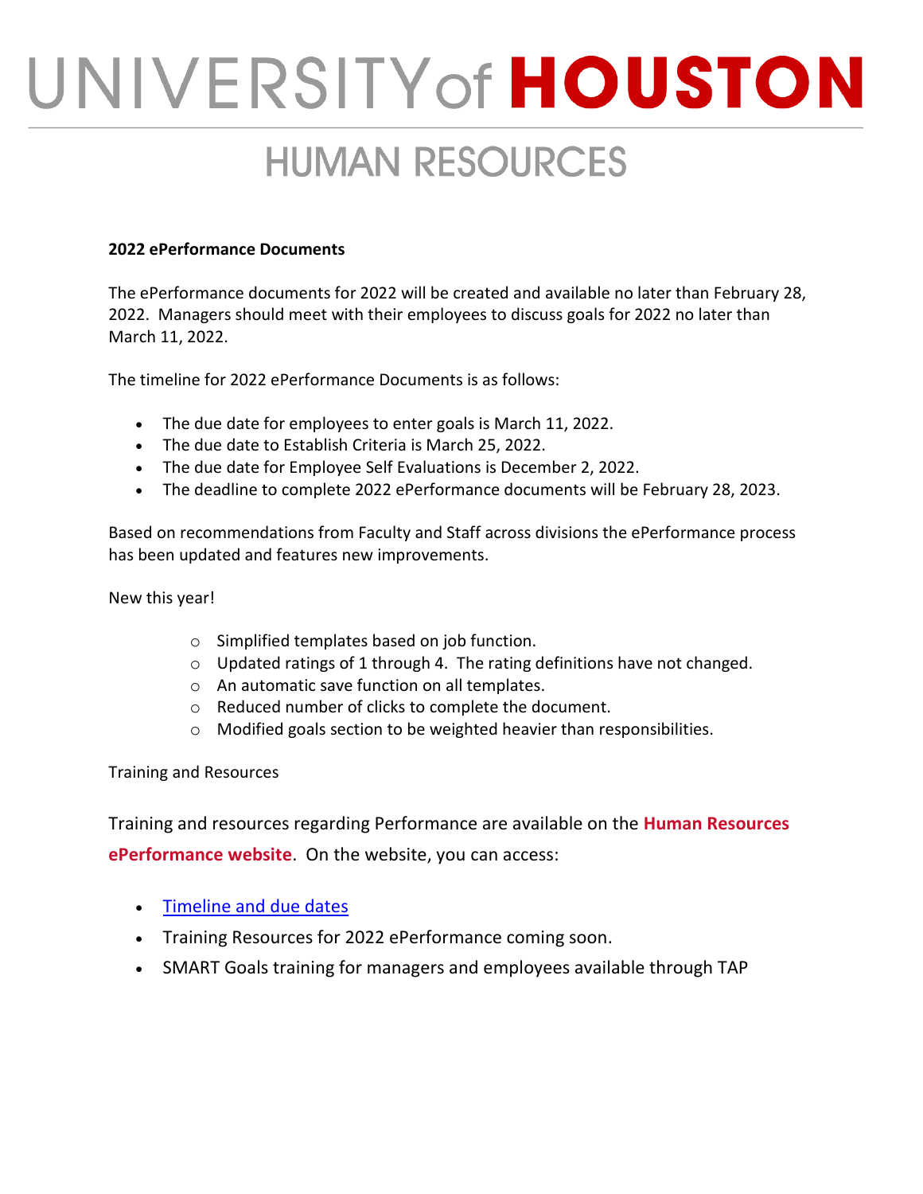# UNIVERSITY of HOUSTON

## HUMAN RESOURCES

**2022 ePerformance Documents**

The ePerformance documents for 2022 will be created and available no later than February 28, 2022. Managers should meet with their employees to discuss goals for 2022 no later than March 11, 2022.

The timeline for 2022 ePerformance Documents is as follows:

- The due date for employees to enter goals is March 11, 2022.
- The due date to Establish Criteria is March 25, 2022.
- The due date for Employee Self Evaluations is December 2, 2022.
- The deadline to complete 2022 ePerformance documents will be February 28, 2023.

Based on recommendations from Faculty and Staff across divisions the ePerformance process has been updated and features new improvements.

New this year!

- Simplified templates based on job function.
- Updated ratings of 1 through 4. The rating definitions have not changed.
- An automatic save function on all templates.
- Reduced number of clicks to complete the document.
- Modified goals section to be weighted heavier than responsibilities.

Training and Resources

Training and resources regarding Performance are available on the **Human Resources ePerformance website**. On the website, you can access:

- Timeline and due dates
- Training Resources for 2022 ePerformance coming soon.
- SMART Goals training for managers and employees available through TAP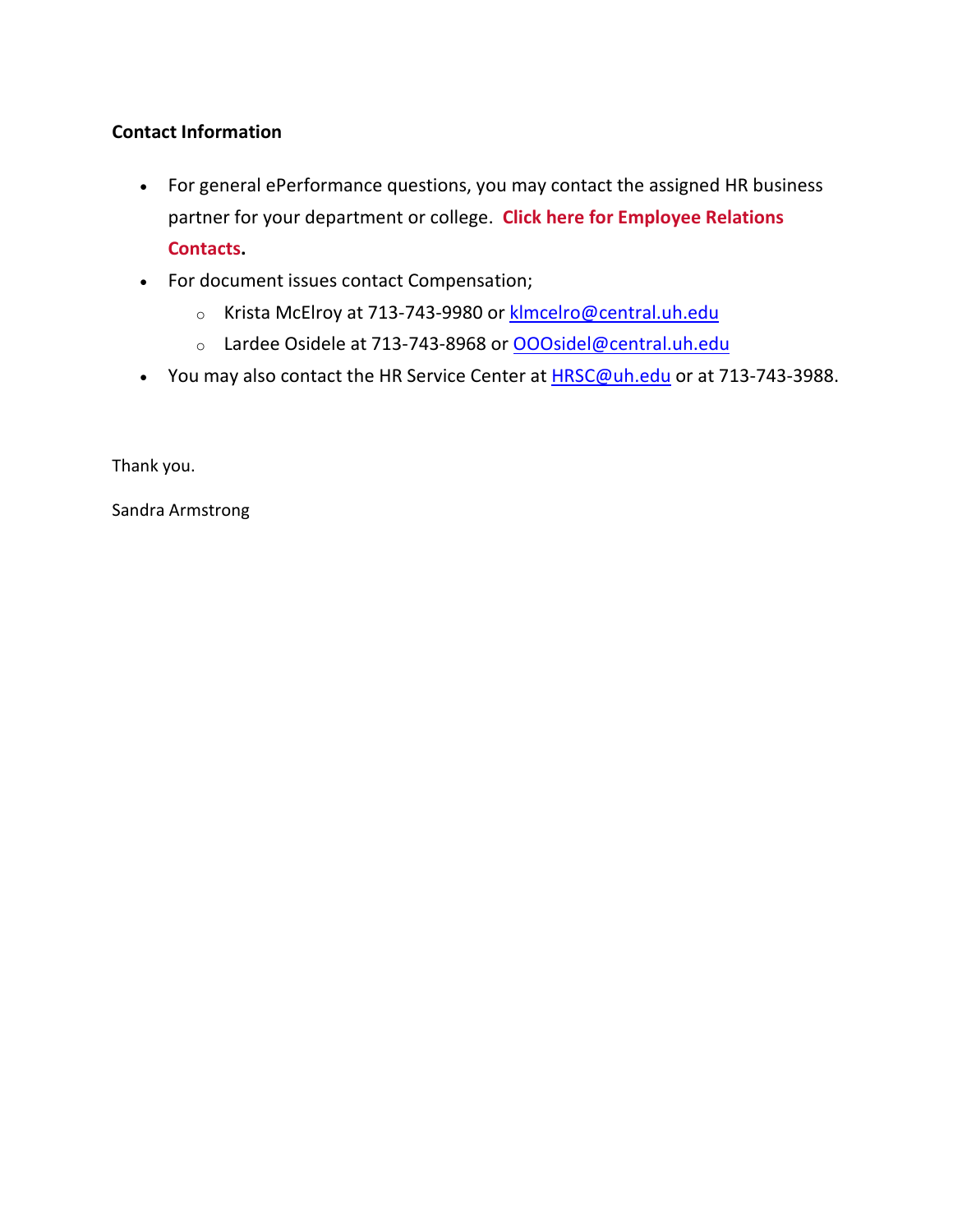**Contact Information**

- For general ePerformance questions, you may contact the assigned HR business partner for your department or college. **Click here for Employee Relations Contacts.**
- For document issues contact Compensation;
    - Krista McElroy at 713-743-9980 or klmcelro@central.uh.edu
    - Lardee Osidele at 713-743-8968 or OOOsidel@central.uh.edu
- You may also contact the HR Service Center at HRSC@uh.edu or at 713-743-3988.

Thank you.

Sandra Armstrong